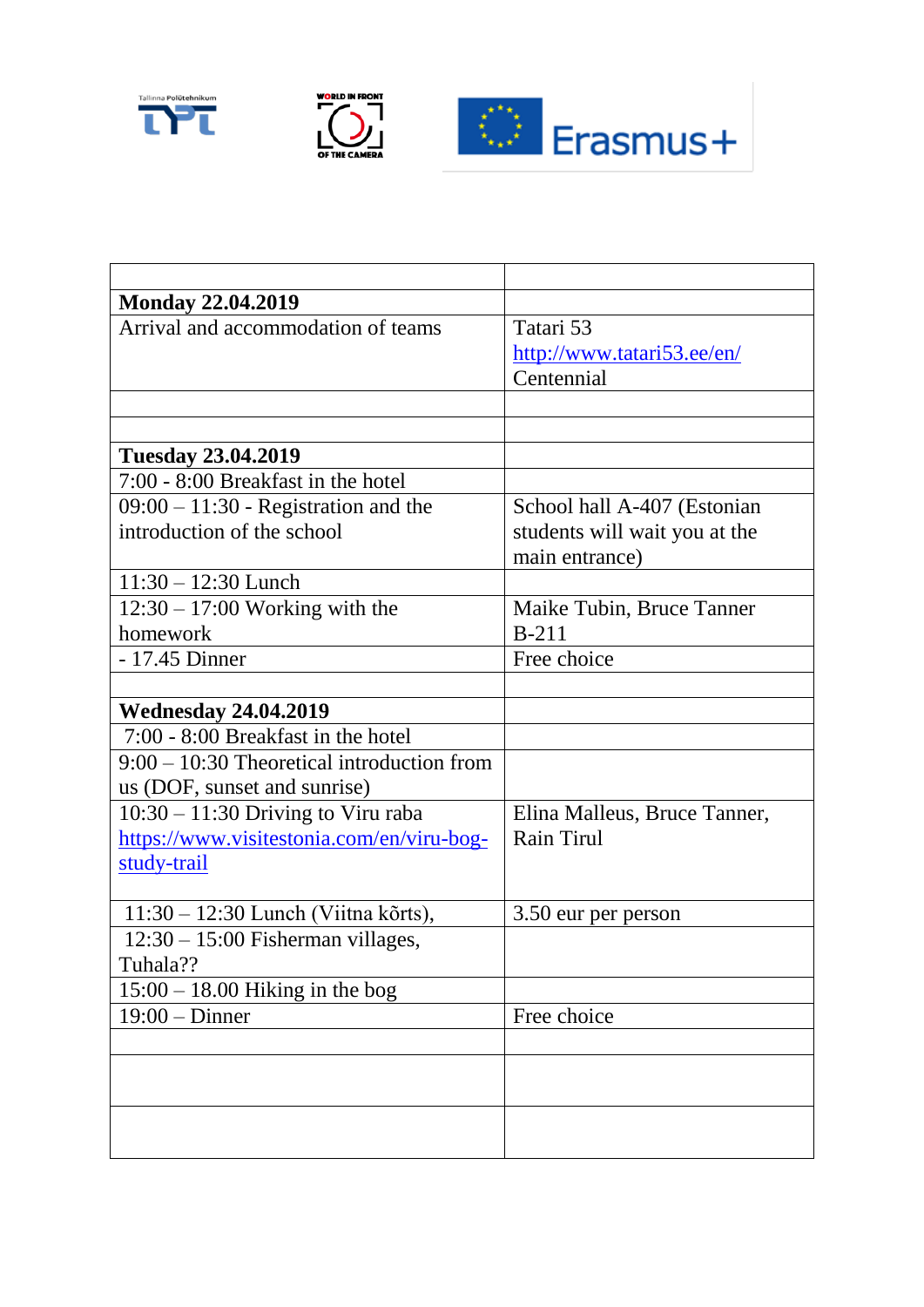| | |
|---|---|
| **Monday 22.04.2019** | |
| Arrival and accommodation of teams | Tatari 53<br>http://www.tatari53.ee/en/<br>Centennial |
| | |
| | |
| **Tuesday 23.04.2019** | |
| 7:00 - 8:00 Breakfast in the hotel | |
| 09:00 – 11:30 - Registration and the introduction of the school | School hall A-407 (Estonian students will wait you at the main entrance) |
| 11:30 – 12:30 Lunch | |
| 12:30 – 17:00 Working with the homework | Maike Tubin, Bruce Tanner<br>B-211 |
| - 17.45 Dinner | Free choice |
| | |
| **Wednesday 24.04.2019** | |
| 7:00 - 8:00 Breakfast in the hotel | |
| 9:00 – 10:30 Theoretical introduction from us (DOF, sunset and sunrise) | |
| 10:30 – 11:30 Driving to Viru raba<br>https://www.visitestonia.com/en/viru-bog-study-trail | Elina Malleus, Bruce Tanner, Rain Tirul |
| 11:30 – 12:30 Lunch (Viitna kõrts), | 3.50 eur per person |
| 12:30 – 15:00 Fisherman villages, Tuhala?? | |
| 15:00 – 18.00 Hiking in the bog | |
| 19:00 – Dinner | Free choice |
| | |
| | |
| | |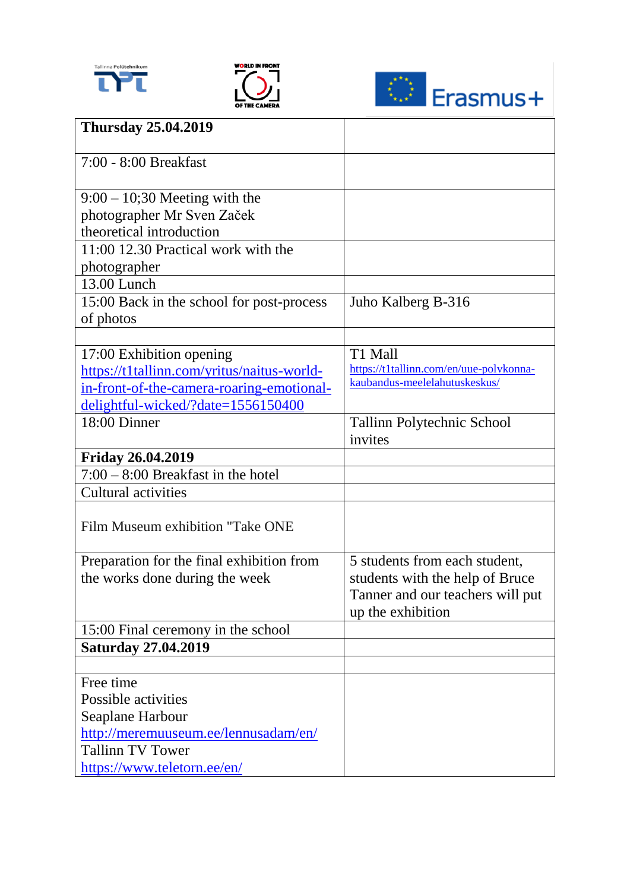| **Thursday 25.04.2019** | |
|---|---|
| 7:00 - 8:00 Breakfast | |
| 9:00 – 10;30 Meeting with the photographer Mr Sven Začek theoretical introduction | |
| 11:00 12.30 Practical work with the photographer | |
| 13.00 Lunch | |
| 15:00 Back in the school for post-process of photos | Juho Kalberg B-316 |
| | |
| 17:00 Exhibition opening https://t1tallinn.com/yritus/naitus-world-in-front-of-the-camera-roaring-emotional-delightful-wicked/?date=1556150400 | T1 Mall https://t1tallinn.com/en/uue-polvkonna-kaubandus-meelelahutuskeskus/ |
| 18:00 Dinner | Tallinn Polytechnic School invites |
| **Friday 26.04.2019** | |
| 7:00 – 8:00 Breakfast in the hotel | |
| Cultural activities | |
| Film Museum exhibition "Take ONE | |
| Preparation for the final exhibition from the works done during the week | 5 students from each student, students with the help of Bruce Tanner and our teachers will put up the exhibition |
| 15:00 Final ceremony in the school | |
| **Saturday 27.04.2019** | |
| | |
| Free time<br>Possible activities<br>Seaplane Harbour<br>http://meremuuseum.ee/lennusadam/en/<br>Tallinn TV Tower<br>https://www.teletorn.ee/en/ | |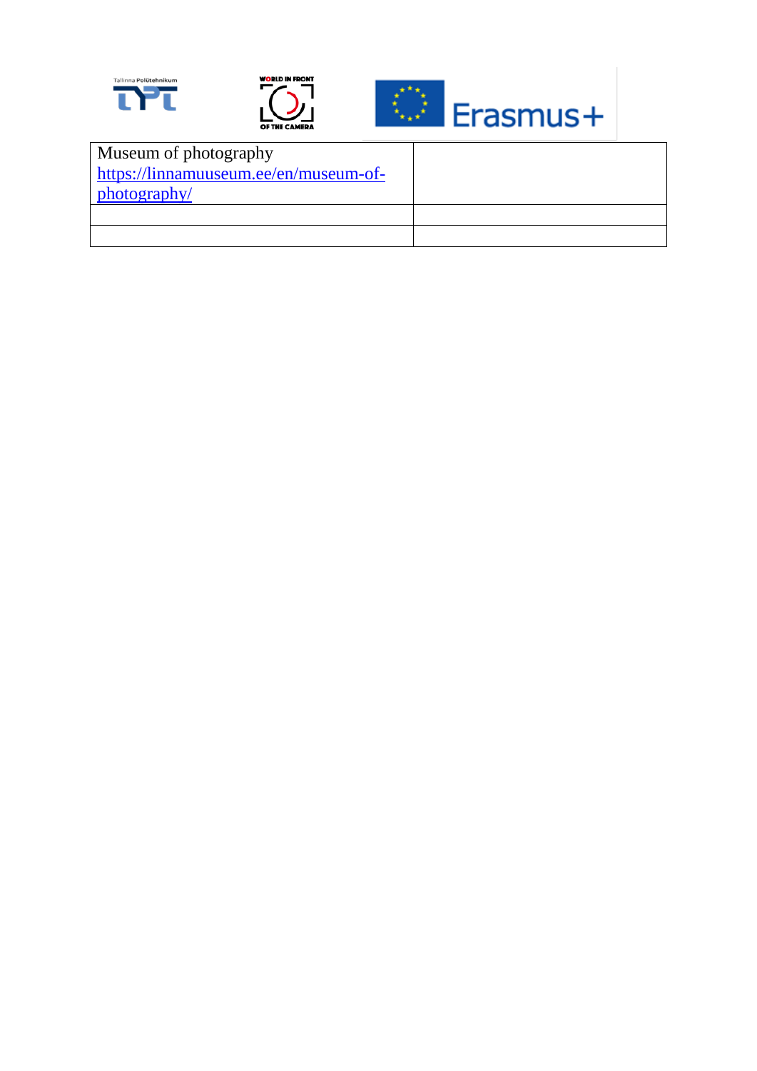| | |
|---|---|
| Museum of photography https://linnamuuseum.ee/en/museum-of-photography/ | |
| | |
| | |